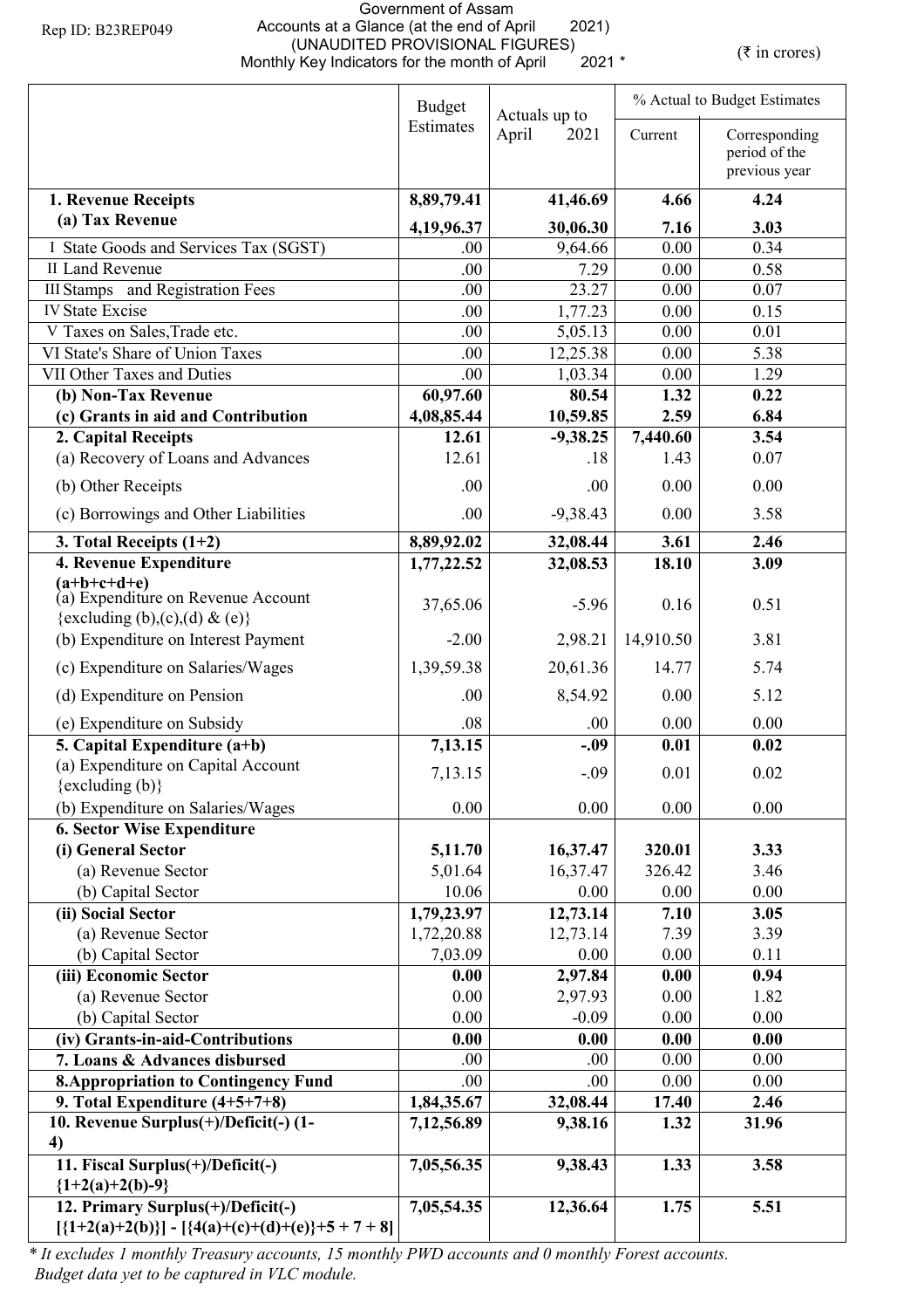Rep ID: B23REP049

Government of Assam
Accounts at a Glance (at the end of April 2021)
(UNAUDITED PROVISIONAL FIGURES)
Monthly Key Indicators for the month of April 2021 *

(₹ in crores)

| | Budget Estimates | Actuals up to April 2021 | % Actual to Budget Estimates | |
|---|---|---|---|---|
| | | | Current | Corresponding period of the previous year |
| **1. Revenue Receipts** | **8,89,79.41** | **41,46.69** | **4.66** | **4.24** |
| **(a) Tax Revenue** | **4,19,96.37** | **30,06.30** | **7.16** | **3.03** |
| I State Goods and Services Tax (SGST) | .00 | 9,64.66 | 0.00 | 0.34 |
| II Land Revenue | .00 | 7.29 | 0.00 | 0.58 |
| III Stamps and Registration Fees | .00 | 23.27 | 0.00 | 0.07 |
| IV State Excise | .00 | 1,77.23 | 0.00 | 0.15 |
| V Taxes on Sales,Trade etc. | .00 | 5,05.13 | 0.00 | 0.01 |
| VI State's Share of Union Taxes | .00 | 12,25.38 | 0.00 | 5.38 |
| VII Other Taxes and Duties | .00 | 1,03.34 | 0.00 | 1.29 |
| **(b) Non-Tax Revenue** | **60,97.60** | **80.54** | **1.32** | **0.22** |
| **(c) Grants in aid and Contribution** | **4,08,85.44** | **10,59.85** | **2.59** | **6.84** |
| **2. Capital Receipts** | **12.61** | **-9,38.25** | **7,440.60** | **3.54** |
| (a) Recovery of Loans and Advances | 12.61 | .18 | 1.43 | 0.07 |
| (b) Other Receipts | .00 | .00 | 0.00 | 0.00 |
| (c) Borrowings and Other Liabilities | .00 | -9,38.43 | 0.00 | 3.58 |
| **3. Total Receipts (1+2)** | **8,89,92.02** | **32,08.44** | **3.61** | **2.46** |
| **4. Revenue Expenditure (a+b+c+d+e)** | **1,77,22.52** | **32,08.53** | **18.10** | **3.09** |
| (a) Expenditure on Revenue Account {excluding (b),(c),(d) & (e)} | 37,65.06 | -5.96 | 0.16 | 0.51 |
| (b) Expenditure on Interest Payment | -2.00 | 2,98.21 | 14,910.50 | 3.81 |
| (c) Expenditure on Salaries/Wages | 1,39,59.38 | 20,61.36 | 14.77 | 5.74 |
| (d) Expenditure on Pension | .00 | 8,54.92 | 0.00 | 5.12 |
| (e) Expenditure on Subsidy | .08 | .00 | 0.00 | 0.00 |
| **5. Capital Expenditure (a+b)** | **7,13.15** | **-.09** | **0.01** | **0.02** |
| (a) Expenditure on Capital Account {excluding (b)} | 7,13.15 | -.09 | 0.01 | 0.02 |
| (b) Expenditure on Salaries/Wages | 0.00 | 0.00 | 0.00 | 0.00 |
| **6. Sector Wise Expenditure** | | | | |
| **(i) General Sector** | **5,11.70** | **16,37.47** | **320.01** | **3.33** |
| (a) Revenue Sector | 5,01.64 | 16,37.47 | 326.42 | 3.46 |
| (b) Capital Sector | 10.06 | 0.00 | 0.00 | 0.00 |
| **(ii) Social Sector** | **1,79,23.97** | **12,73.14** | **7.10** | **3.05** |
| (a) Revenue Sector | 1,72,20.88 | 12,73.14 | 7.39 | 3.39 |
| (b) Capital Sector | 7,03.09 | 0.00 | 0.00 | 0.11 |
| **(iii) Economic Sector** | **0.00** | **2,97.84** | **0.00** | **0.94** |
| (a) Revenue Sector | 0.00 | 2,97.93 | 0.00 | 1.82 |
| (b) Capital Sector | 0.00 | -0.09 | 0.00 | 0.00 |
| **(iv) Grants-in-aid-Contributions** | **0.00** | **0.00** | **0.00** | **0.00** |
| **7. Loans & Advances disbursed** | .00 | .00 | 0.00 | 0.00 |
| **8.Appropriation to Contingency Fund** | .00 | .00 | 0.00 | 0.00 |
| **9. Total Expenditure (4+5+7+8)** | **1,84,35.67** | **32,08.44** | **17.40** | **2.46** |
| **10. Revenue Surplus(+)/Deficit(-) (1-4)** | **7,12,56.89** | **9,38.16** | **1.32** | **31.96** |
| **11. Fiscal Surplus(+)/Deficit(-) {1+2(a)+2(b)-9}** | **7,05,56.35** | **9,38.43** | **1.33** | **3.58** |
| **12. Primary Surplus(+)/Deficit(-) [{1+2(a)+2(b)}] - [{4(a)+(c)+(d)+(e)}+5 + 7 + 8]** | **7,05,54.35** | **12,36.64** | **1.75** | **5.51** |

*\* It excludes 1 monthly Treasury accounts, 15 monthly PWD accounts and 0 monthly Forest accounts.*
*Budget data yet to be captured in VLC module.*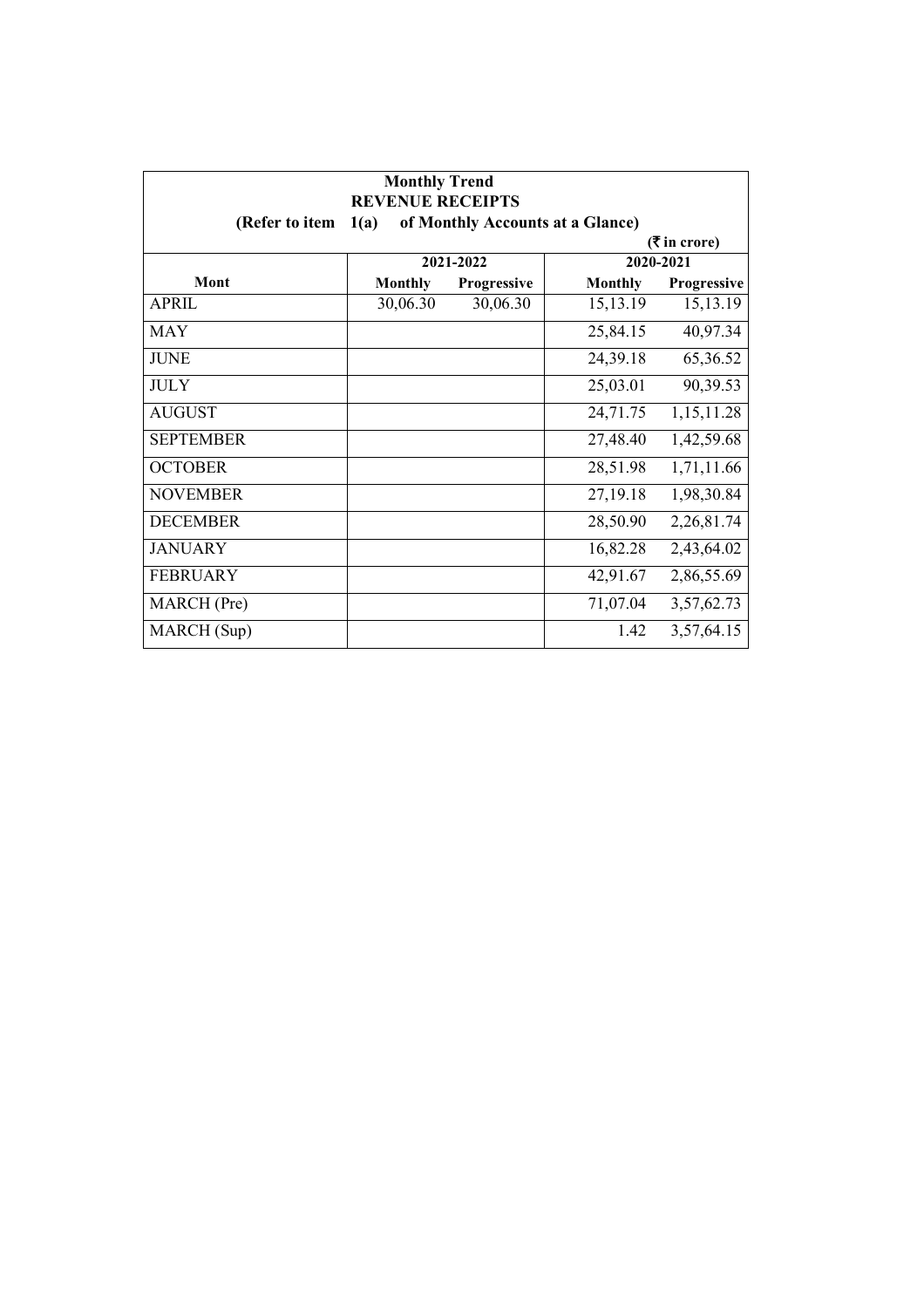**Monthly Trend**

**REVENUE RECEIPTS**

**(Refer to item 1(a) of Monthly Accounts at a Glance)**

(₹ in crore)

| Mont | 2021-2022 | | 2020-2021 | |
|---|---|---|---|---|
| | Monthly | Progressive | Monthly | Progressive |
| APRIL | 30,06.30 | 30,06.30 | 15,13.19 | 15,13.19 |
| MAY | | | 25,84.15 | 40,97.34 |
| JUNE | | | 24,39.18 | 65,36.52 |
| JULY | | | 25,03.01 | 90,39.53 |
| AUGUST | | | 24,71.75 | 1,15,11.28 |
| SEPTEMBER | | | 27,48.40 | 1,42,59.68 |
| OCTOBER | | | 28,51.98 | 1,71,11.66 |
| NOVEMBER | | | 27,19.18 | 1,98,30.84 |
| DECEMBER | | | 28,50.90 | 2,26,81.74 |
| JANUARY | | | 16,82.28 | 2,43,64.02 |
| FEBRUARY | | | 42,91.67 | 2,86,55.69 |
| MARCH (Pre) | | | 71,07.04 | 3,57,62.73 |
| MARCH (Sup) | | | 1.42 | 3,57,64.15 |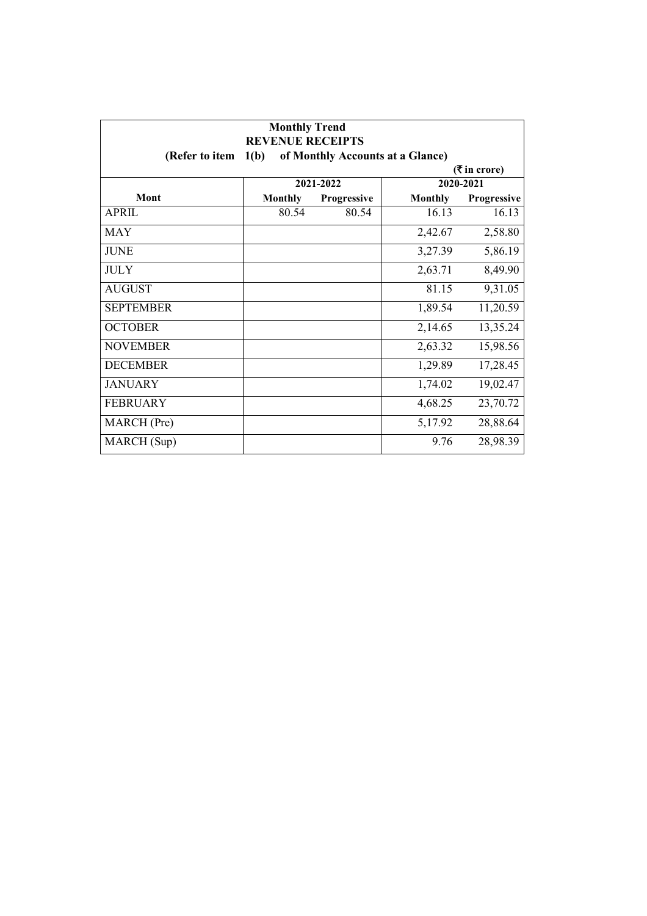**Monthly Trend**

**REVENUE RECEIPTS**

**(Refer to item 1(b) of Monthly Accounts at a Glance)**

**(₹ in crore)**

| Mont | 2021-2022 | | 2020-2021 | |
|---|---|---|---|---|
| | Monthly | Progressive | Monthly | Progressive |
| APRIL | 80.54 | 80.54 | 16.13 | 16.13 |
| MAY | | | 2,42.67 | 2,58.80 |
| JUNE | | | 3,27.39 | 5,86.19 |
| JULY | | | 2,63.71 | 8,49.90 |
| AUGUST | | | 81.15 | 9,31.05 |
| SEPTEMBER | | | 1,89.54 | 11,20.59 |
| OCTOBER | | | 2,14.65 | 13,35.24 |
| NOVEMBER | | | 2,63.32 | 15,98.56 |
| DECEMBER | | | 1,29.89 | 17,28.45 |
| JANUARY | | | 1,74.02 | 19,02.47 |
| FEBRUARY | | | 4,68.25 | 23,70.72 |
| MARCH (Pre) | | | 5,17.92 | 28,88.64 |
| MARCH (Sup) | | | 9.76 | 28,98.39 |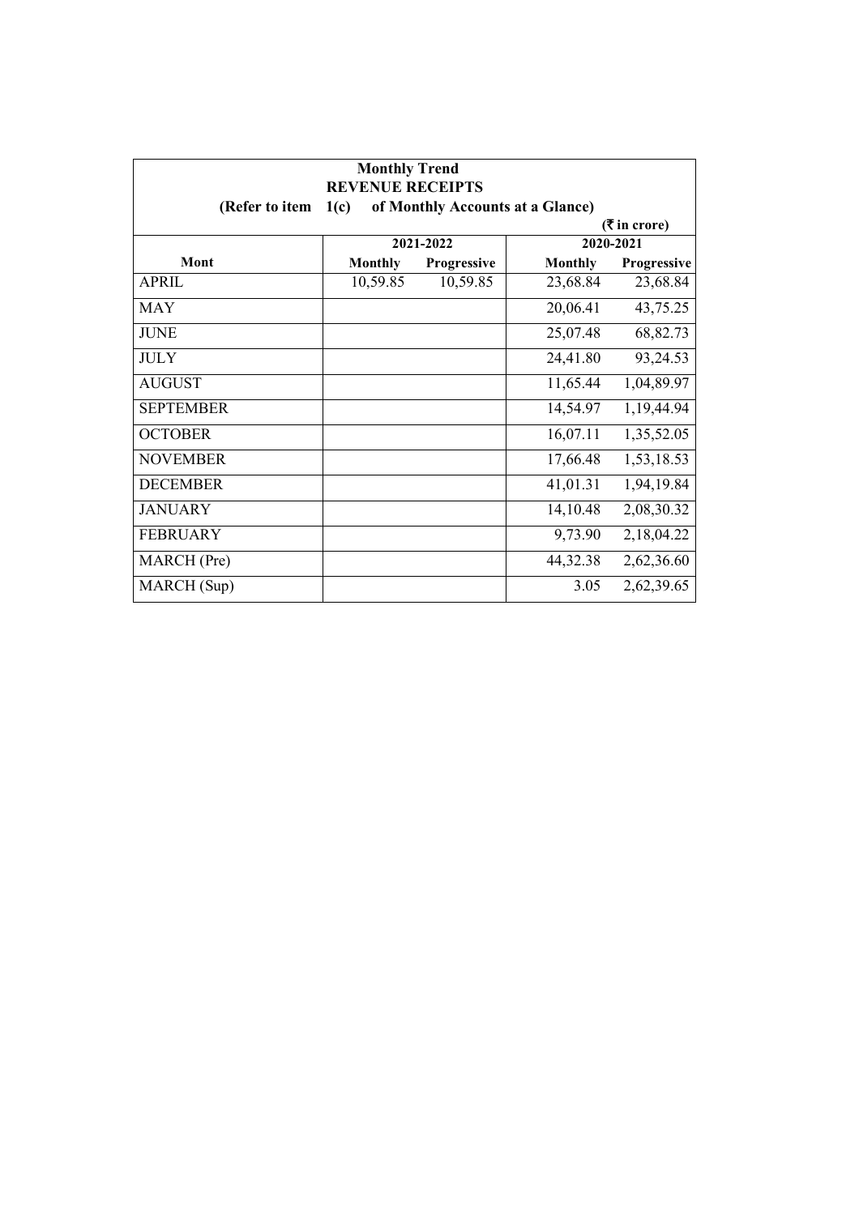**Monthly Trend**

**REVENUE RECEIPTS**

**(Refer to item 1(c) of Monthly Accounts at a Glance)**

**(₹ in crore)**

| Mont | 2021-2022 | | 2020-2021 | |
|---|---|---|---|---|
| | **Monthly** | **Progressive** | **Monthly** | **Progressive** |
| APRIL | 10,59.85 | 10,59.85 | 23,68.84 | 23,68.84 |
| MAY | | | 20,06.41 | 43,75.25 |
| JUNE | | | 25,07.48 | 68,82.73 |
| JULY | | | 24,41.80 | 93,24.53 |
| AUGUST | | | 11,65.44 | 1,04,89.97 |
| SEPTEMBER | | | 14,54.97 | 1,19,44.94 |
| OCTOBER | | | 16,07.11 | 1,35,52.05 |
| NOVEMBER | | | 17,66.48 | 1,53,18.53 |
| DECEMBER | | | 41,01.31 | 1,94,19.84 |
| JANUARY | | | 14,10.48 | 2,08,30.32 |
| FEBRUARY | | | 9,73.90 | 2,18,04.22 |
| MARCH (Pre) | | | 44,32.38 | 2,62,36.60 |
| MARCH (Sup) | | | 3.05 | 2,62,39.65 |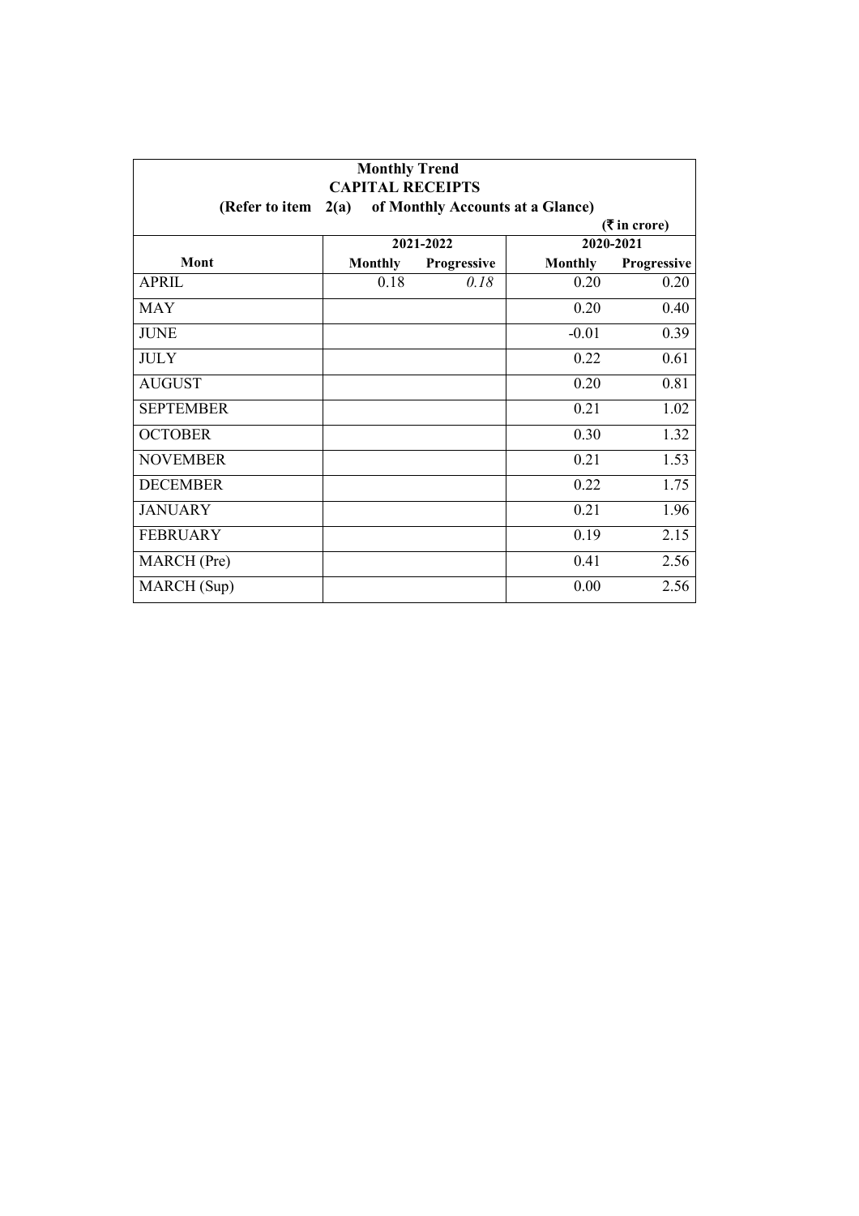**Monthly Trend**
**CAPITAL RECEIPTS**
**(Refer to item 2(a) of Monthly Accounts at a Glance)**

**(₹ in crore)**

| Mont | 2021-2022 | | 2020-2021 | |
|---|---|---|---|---|
| | Monthly | Progressive | Monthly | Progressive |
| APRIL | 0.18 | *0.18* | 0.20 | 0.20 |
| MAY | | | 0.20 | 0.40 |
| JUNE | | | -0.01 | 0.39 |
| JULY | | | 0.22 | 0.61 |
| AUGUST | | | 0.20 | 0.81 |
| SEPTEMBER | | | 0.21 | 1.02 |
| OCTOBER | | | 0.30 | 1.32 |
| NOVEMBER | | | 0.21 | 1.53 |
| DECEMBER | | | 0.22 | 1.75 |
| JANUARY | | | 0.21 | 1.96 |
| FEBRUARY | | | 0.19 | 2.15 |
| MARCH (Pre) | | | 0.41 | 2.56 |
| MARCH (Sup) | | | 0.00 | 2.56 |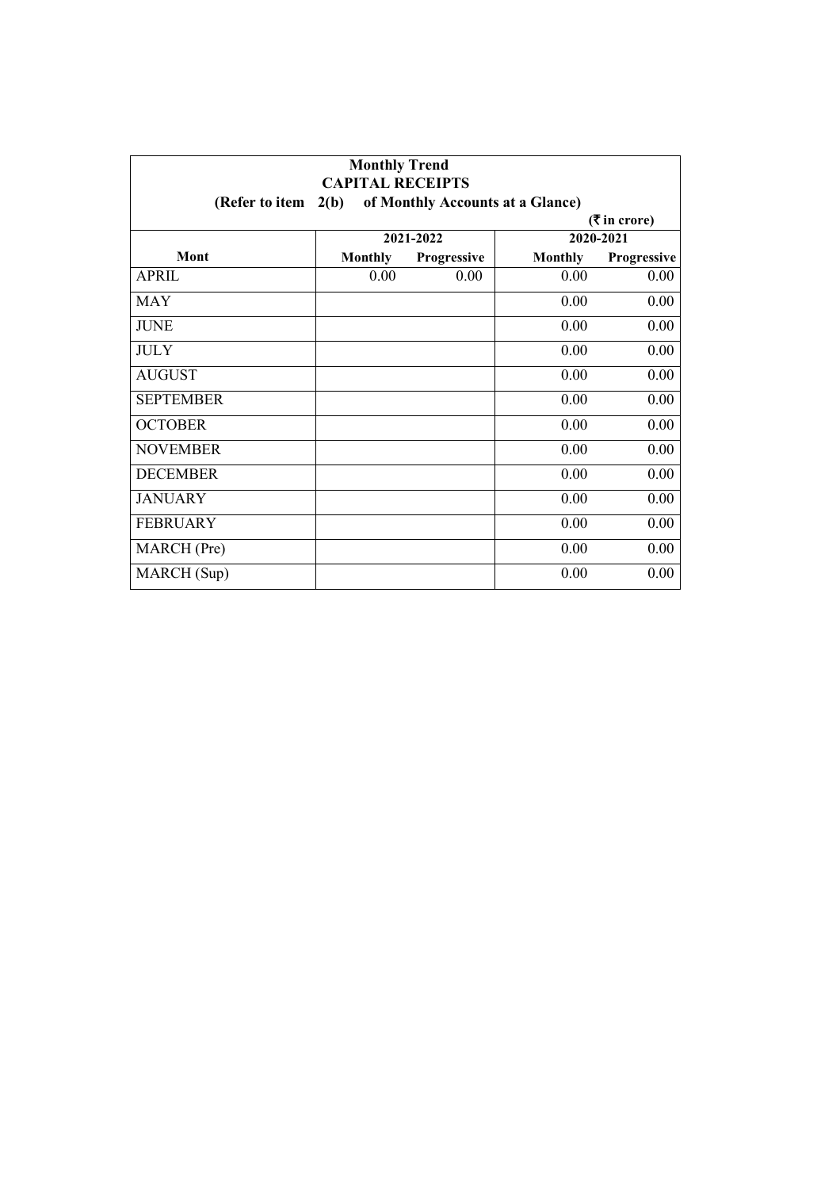**Monthly Trend**
**CAPITAL RECEIPTS**
**(Refer to item 2(b) of Monthly Accounts at a Glance)**

**(₹ in crore)**

| Mont | 2021-2022 | | 2020-2021 | |
|---|---|---|---|---|
| | Monthly | Progressive | Monthly | Progressive |
| APRIL | 0.00 | 0.00 | 0.00 | 0.00 |
| MAY | | | 0.00 | 0.00 |
| JUNE | | | 0.00 | 0.00 |
| JULY | | | 0.00 | 0.00 |
| AUGUST | | | 0.00 | 0.00 |
| SEPTEMBER | | | 0.00 | 0.00 |
| OCTOBER | | | 0.00 | 0.00 |
| NOVEMBER | | | 0.00 | 0.00 |
| DECEMBER | | | 0.00 | 0.00 |
| JANUARY | | | 0.00 | 0.00 |
| FEBRUARY | | | 0.00 | 0.00 |
| MARCH (Pre) | | | 0.00 | 0.00 |
| MARCH (Sup) | | | 0.00 | 0.00 |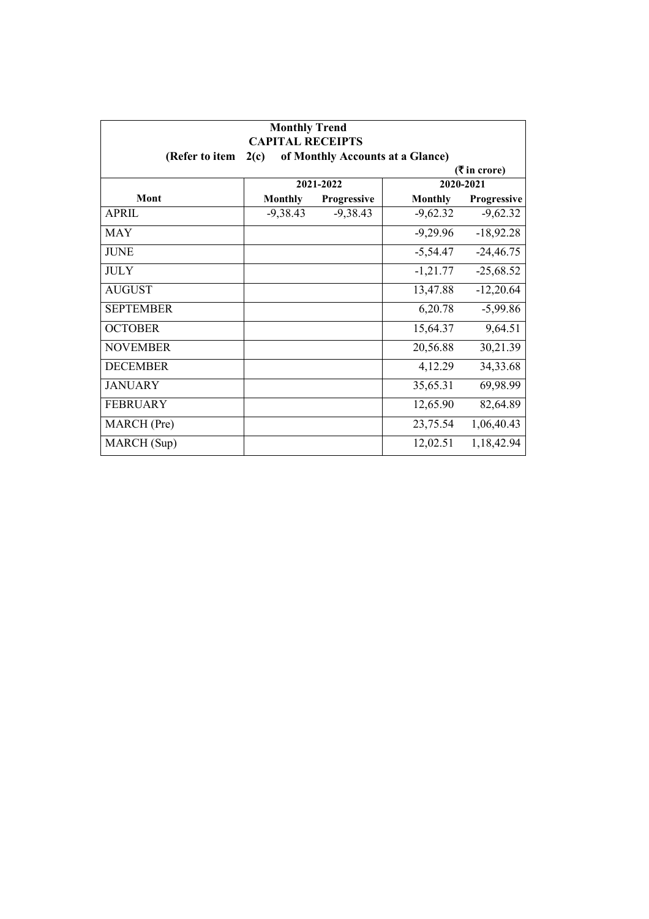**Monthly Trend**
**CAPITAL RECEIPTS**
**(Refer to item 2(c) of Monthly Accounts at a Glance)**

**(₹ in crore)**

| Mont | 2021-2022 | | 2020-2021 | |
|---|---|---|---|---|
| | **Monthly** | **Progressive** | **Monthly** | **Progressive** |
| APRIL | -9,38.43 | -9,38.43 | -9,62.32 | -9,62.32 |
| MAY | | | -9,29.96 | -18,92.28 |
| JUNE | | | -5,54.47 | -24,46.75 |
| JULY | | | -1,21.77 | -25,68.52 |
| AUGUST | | | 13,47.88 | -12,20.64 |
| SEPTEMBER | | | 6,20.78 | -5,99.86 |
| OCTOBER | | | 15,64.37 | 9,64.51 |
| NOVEMBER | | | 20,56.88 | 30,21.39 |
| DECEMBER | | | 4,12.29 | 34,33.68 |
| JANUARY | | | 35,65.31 | 69,98.99 |
| FEBRUARY | | | 12,65.90 | 82,64.89 |
| MARCH (Pre) | | | 23,75.54 | 1,06,40.43 |
| MARCH (Sup) | | | 12,02.51 | 1,18,42.94 |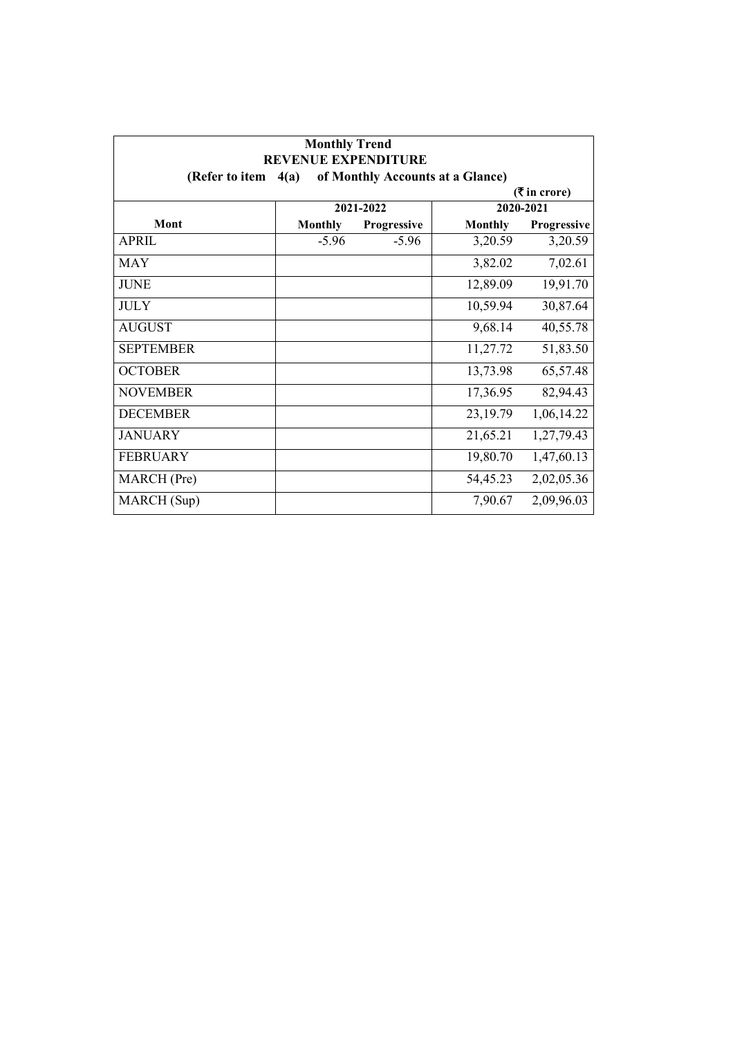**Monthly Trend**
**REVENUE EXPENDITURE**
**(Refer to item 4(a) of Monthly Accounts at a Glance)**

**(₹ in crore)**

| Mont | 2021-2022 | | 2020-2021 | |
|---|---|---|---|---|
| | Monthly | Progressive | Monthly | Progressive |
| APRIL | -5.96 | -5.96 | 3,20.59 | 3,20.59 |
| MAY | | | 3,82.02 | 7,02.61 |
| JUNE | | | 12,89.09 | 19,91.70 |
| JULY | | | 10,59.94 | 30,87.64 |
| AUGUST | | | 9,68.14 | 40,55.78 |
| SEPTEMBER | | | 11,27.72 | 51,83.50 |
| OCTOBER | | | 13,73.98 | 65,57.48 |
| NOVEMBER | | | 17,36.95 | 82,94.43 |
| DECEMBER | | | 23,19.79 | 1,06,14.22 |
| JANUARY | | | 21,65.21 | 1,27,79.43 |
| FEBRUARY | | | 19,80.70 | 1,47,60.13 |
| MARCH (Pre) | | | 54,45.23 | 2,02,05.36 |
| MARCH (Sup) | | | 7,90.67 | 2,09,96.03 |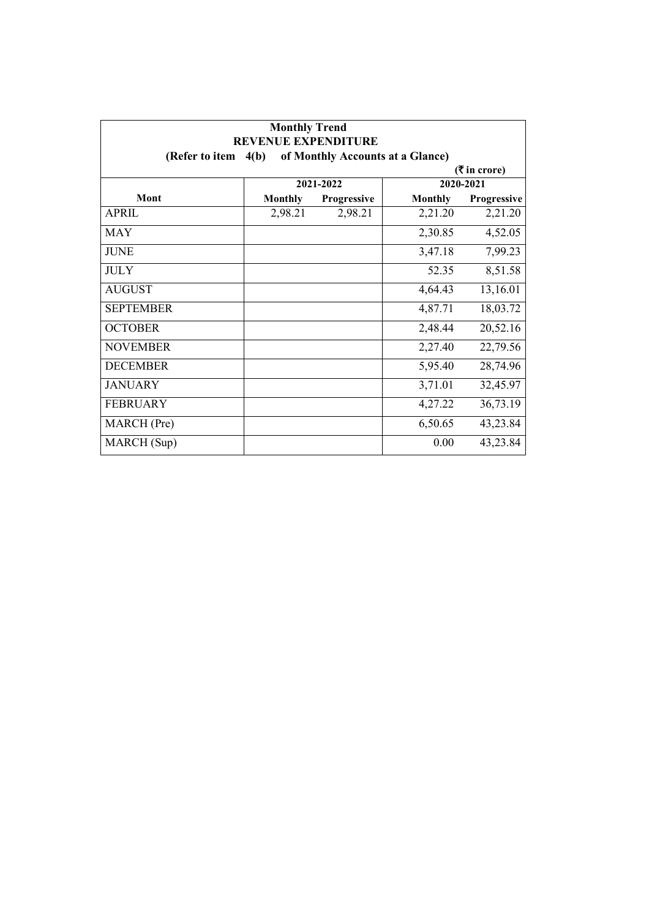**Monthly Trend**
**REVENUE EXPENDITURE**
**(Refer to item 4(b) of Monthly Accounts at a Glance)**

**(₹ in crore)**

| Mont | 2021-2022 | | 2020-2021 | |
|---|---|---|---|---|
| | Monthly | Progressive | Monthly | Progressive |
| APRIL | 2,98.21 | 2,98.21 | 2,21.20 | 2,21.20 |
| MAY | | | 2,30.85 | 4,52.05 |
| JUNE | | | 3,47.18 | 7,99.23 |
| JULY | | | 52.35 | 8,51.58 |
| AUGUST | | | 4,64.43 | 13,16.01 |
| SEPTEMBER | | | 4,87.71 | 18,03.72 |
| OCTOBER | | | 2,48.44 | 20,52.16 |
| NOVEMBER | | | 2,27.40 | 22,79.56 |
| DECEMBER | | | 5,95.40 | 28,74.96 |
| JANUARY | | | 3,71.01 | 32,45.97 |
| FEBRUARY | | | 4,27.22 | 36,73.19 |
| MARCH (Pre) | | | 6,50.65 | 43,23.84 |
| MARCH (Sup) | | | 0.00 | 43,23.84 |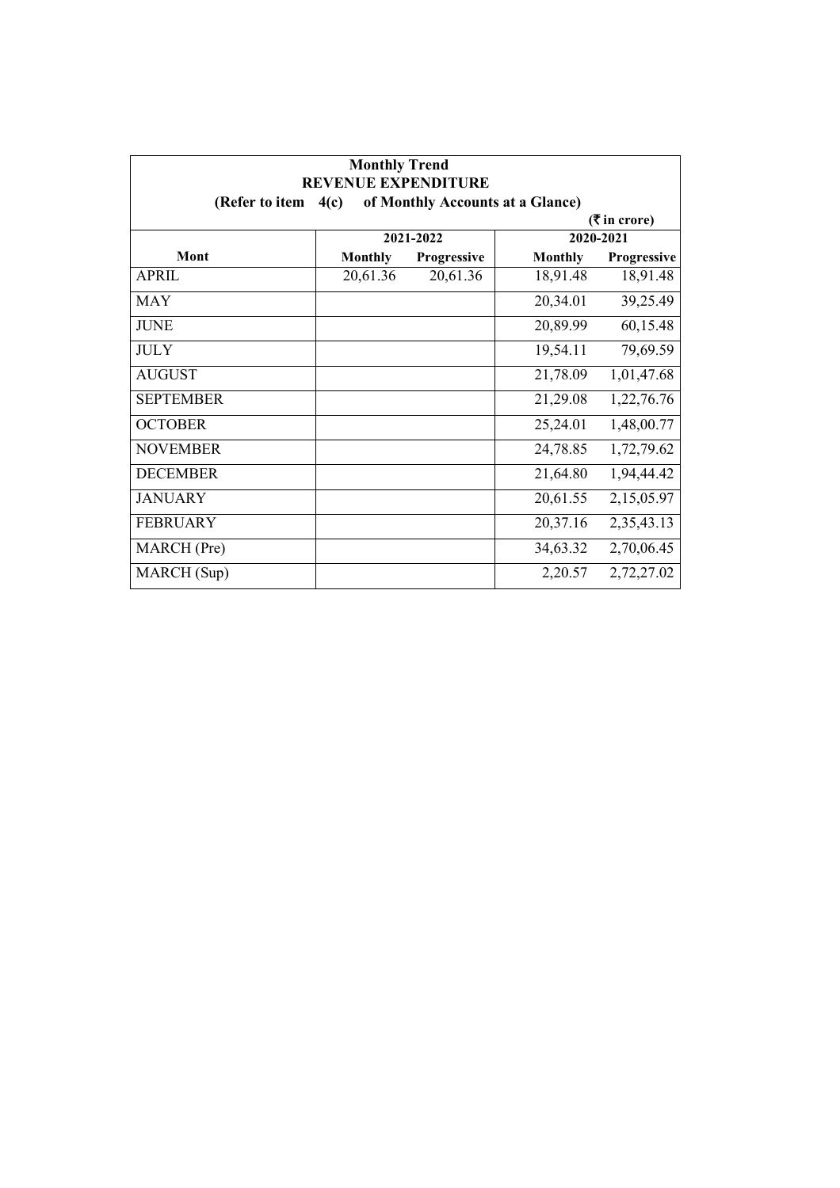| Monthly Trend<br>REVENUE EXPENDITURE<br>(Refer to item 4(c) of Monthly Accounts at a Glance) | | | | |
|---|---|---|---|---|
| | | | | (₹ in crore) |
| | 2021-2022 | | 2020-2021 | |
| Mont | Monthly | Progressive | Monthly | Progressive |
| APRIL | 20,61.36 | 20,61.36 | 18,91.48 | 18,91.48 |
| MAY | | | 20,34.01 | 39,25.49 |
| JUNE | | | 20,89.99 | 60,15.48 |
| JULY | | | 19,54.11 | 79,69.59 |
| AUGUST | | | 21,78.09 | 1,01,47.68 |
| SEPTEMBER | | | 21,29.08 | 1,22,76.76 |
| OCTOBER | | | 25,24.01 | 1,48,00.77 |
| NOVEMBER | | | 24,78.85 | 1,72,79.62 |
| DECEMBER | | | 21,64.80 | 1,94,44.42 |
| JANUARY | | | 20,61.55 | 2,15,05.97 |
| FEBRUARY | | | 20,37.16 | 2,35,43.13 |
| MARCH (Pre) | | | 34,63.32 | 2,70,06.45 |
| MARCH (Sup) | | | 2,20.57 | 2,72,27.02 |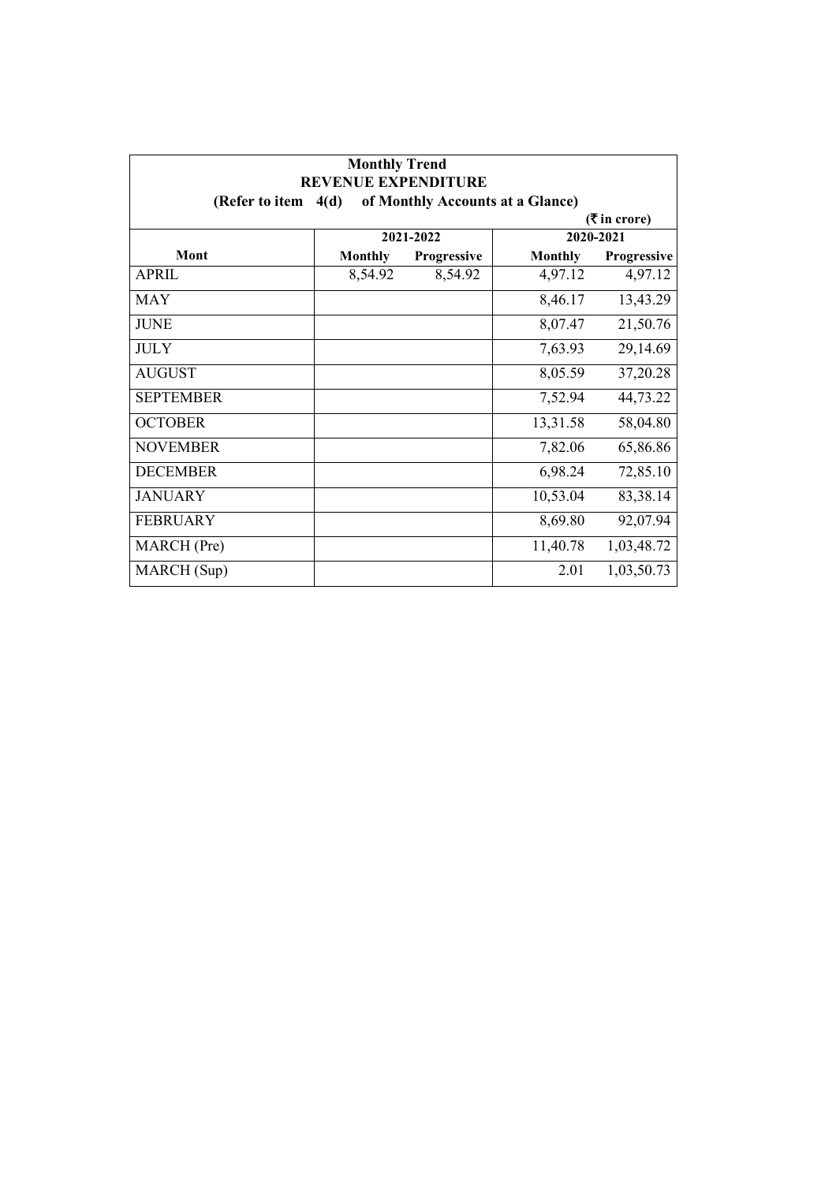**Monthly Trend**
**REVENUE EXPENDITURE**
**(Refer to item 4(d) of Monthly Accounts at a Glance)**

**(₹ in crore)**

| Mont | 2021-2022 | | 2020-2021 | |
|---|---|---|---|---|
| | Monthly | Progressive | Monthly | Progressive |
| APRIL | 8,54.92 | 8,54.92 | 4,97.12 | 4,97.12 |
| MAY | | | 8,46.17 | 13,43.29 |
| JUNE | | | 8,07.47 | 21,50.76 |
| JULY | | | 7,63.93 | 29,14.69 |
| AUGUST | | | 8,05.59 | 37,20.28 |
| SEPTEMBER | | | 7,52.94 | 44,73.22 |
| OCTOBER | | | 13,31.58 | 58,04.80 |
| NOVEMBER | | | 7,82.06 | 65,86.86 |
| DECEMBER | | | 6,98.24 | 72,85.10 |
| JANUARY | | | 10,53.04 | 83,38.14 |
| FEBRUARY | | | 8,69.80 | 92,07.94 |
| MARCH (Pre) | | | 11,40.78 | 1,03,48.72 |
| MARCH (Sup) | | | 2.01 | 1,03,50.73 |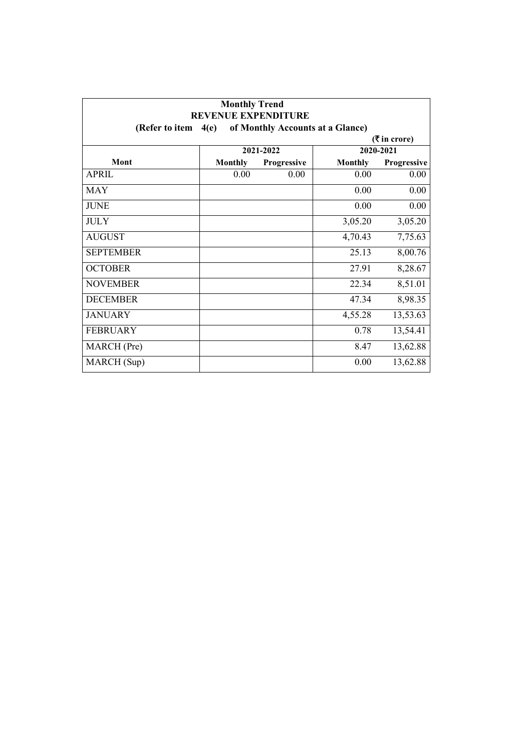**Monthly Trend**
**REVENUE EXPENDITURE**
**(Refer to item 4(e) of Monthly Accounts at a Glance)**

**(₹ in crore)**

| | 2021-2022 | | 2020-2021 | |
|---|---|---|---|---|
| **Mont** | **Monthly** | **Progressive** | **Monthly** | **Progressive** |
| APRIL | 0.00 | 0.00 | 0.00 | 0.00 |
| MAY | | | 0.00 | 0.00 |
| JUNE | | | 0.00 | 0.00 |
| JULY | | | 3,05.20 | 3,05.20 |
| AUGUST | | | 4,70.43 | 7,75.63 |
| SEPTEMBER | | | 25.13 | 8,00.76 |
| OCTOBER | | | 27.91 | 8,28.67 |
| NOVEMBER | | | 22.34 | 8,51.01 |
| DECEMBER | | | 47.34 | 8,98.35 |
| JANUARY | | | 4,55.28 | 13,53.63 |
| FEBRUARY | | | 0.78 | 13,54.41 |
| MARCH (Pre) | | | 8.47 | 13,62.88 |
| MARCH (Sup) | | | 0.00 | 13,62.88 |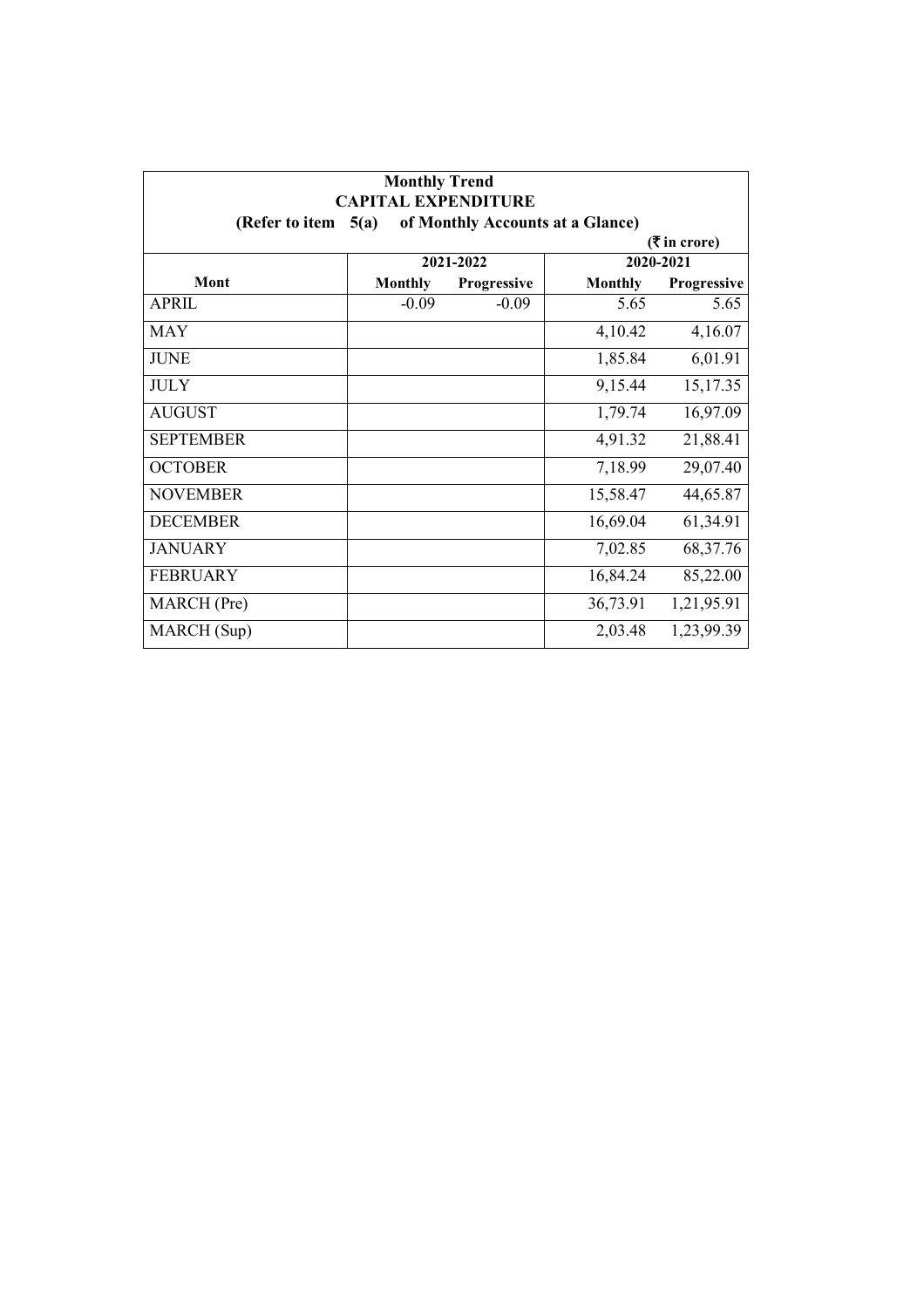**Monthly Trend**
**CAPITAL EXPENDITURE**
**(Refer to item 5(a) of Monthly Accounts at a Glance)**

**(₹ in crore)**

| Mont | 2021-2022 | | 2020-2021 | |
|---|---|---|---|---|
| | Monthly | Progressive | Monthly | Progressive |
| APRIL | -0.09 | -0.09 | 5.65 | 5.65 |
| MAY | | | 4,10.42 | 4,16.07 |
| JUNE | | | 1,85.84 | 6,01.91 |
| JULY | | | 9,15.44 | 15,17.35 |
| AUGUST | | | 1,79.74 | 16,97.09 |
| SEPTEMBER | | | 4,91.32 | 21,88.41 |
| OCTOBER | | | 7,18.99 | 29,07.40 |
| NOVEMBER | | | 15,58.47 | 44,65.87 |
| DECEMBER | | | 16,69.04 | 61,34.91 |
| JANUARY | | | 7,02.85 | 68,37.76 |
| FEBRUARY | | | 16,84.24 | 85,22.00 |
| MARCH (Pre) | | | 36,73.91 | 1,21,95.91 |
| MARCH (Sup) | | | 2,03.48 | 1,23,99.39 |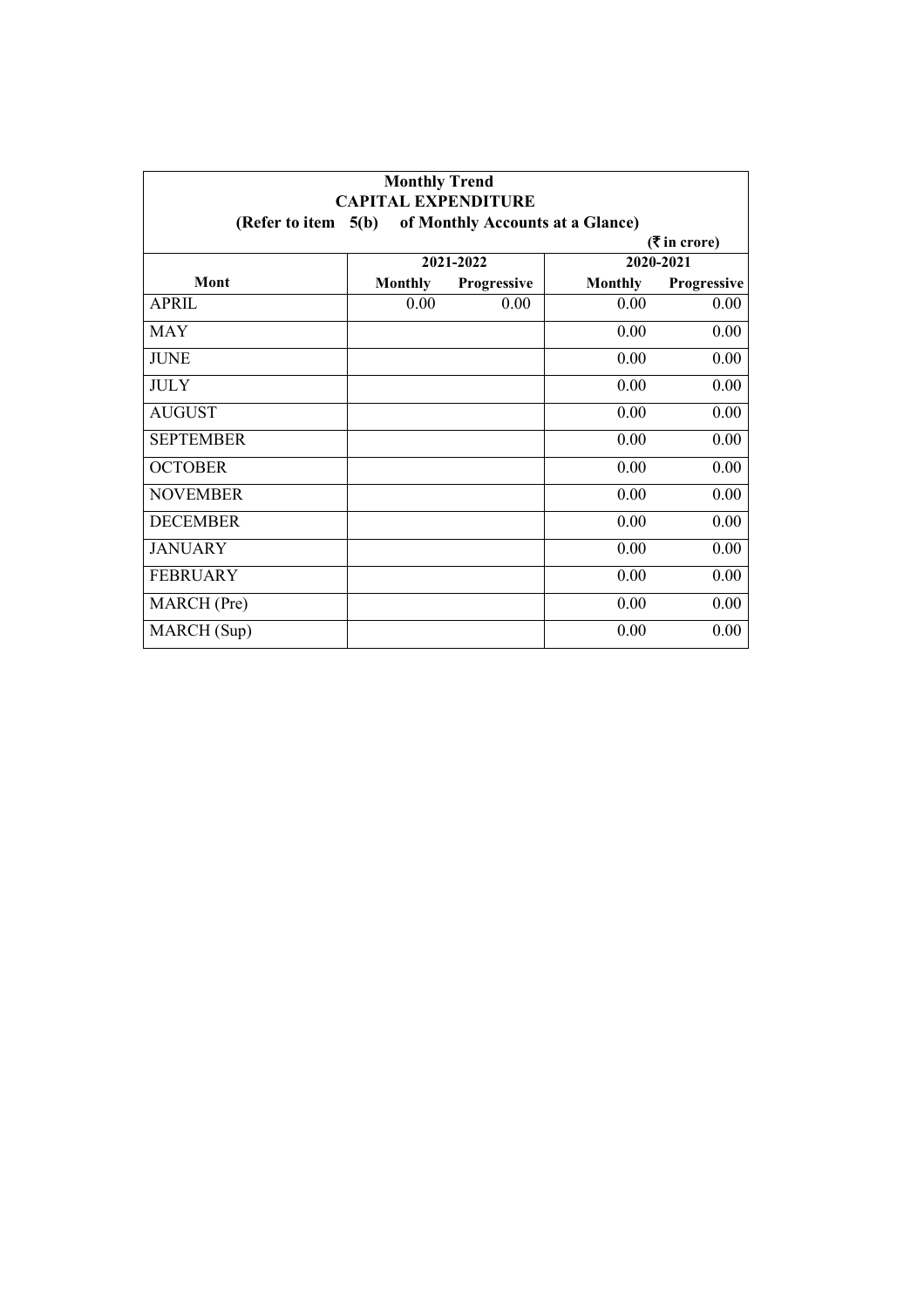| Monthly Trend<br>CAPITAL EXPENDITURE<br>(Refer to item 5(b) of Monthly Accounts at a Glance) | | | | |
|---|---|---|---|---|
| | | | | (₹ in crore) |
| | 2021-2022 | | 2020-2021 | |
| Mont | Monthly | Progressive | Monthly | Progressive |
| APRIL | 0.00 | 0.00 | 0.00 | 0.00 |
| MAY | | | 0.00 | 0.00 |
| JUNE | | | 0.00 | 0.00 |
| JULY | | | 0.00 | 0.00 |
| AUGUST | | | 0.00 | 0.00 |
| SEPTEMBER | | | 0.00 | 0.00 |
| OCTOBER | | | 0.00 | 0.00 |
| NOVEMBER | | | 0.00 | 0.00 |
| DECEMBER | | | 0.00 | 0.00 |
| JANUARY | | | 0.00 | 0.00 |
| FEBRUARY | | | 0.00 | 0.00 |
| MARCH (Pre) | | | 0.00 | 0.00 |
| MARCH (Sup) | | | 0.00 | 0.00 |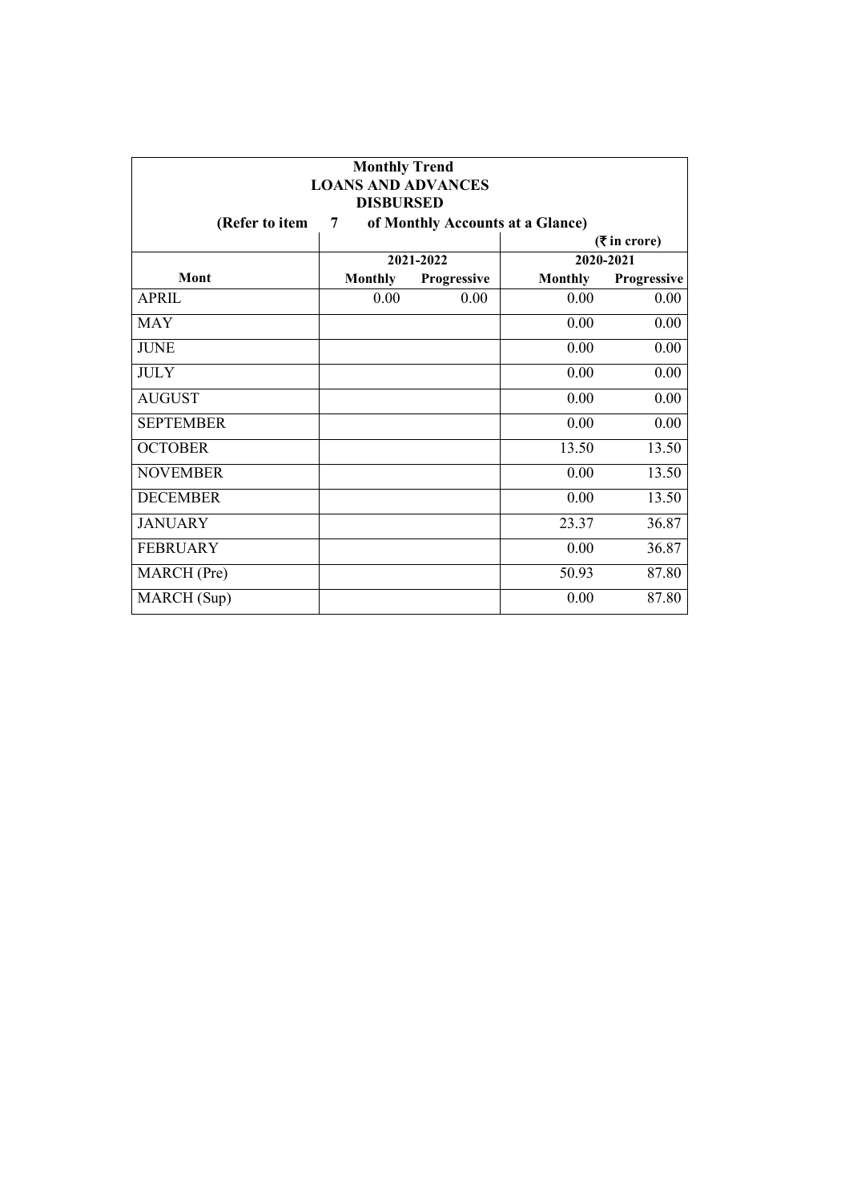**Monthly Trend**
**LOANS AND ADVANCES**
**DISBURSED**
**(Refer to item 7 of Monthly Accounts at a Glance)**

(₹ in crore)

| Mont | 2021-2022 | | 2020-2021 | |
|---|---|---|---|---|
| | Monthly | Progressive | Monthly | Progressive |
| APRIL | 0.00 | 0.00 | 0.00 | 0.00 |
| MAY | | | 0.00 | 0.00 |
| JUNE | | | 0.00 | 0.00 |
| JULY | | | 0.00 | 0.00 |
| AUGUST | | | 0.00 | 0.00 |
| SEPTEMBER | | | 0.00 | 0.00 |
| OCTOBER | | | 13.50 | 13.50 |
| NOVEMBER | | | 0.00 | 13.50 |
| DECEMBER | | | 0.00 | 13.50 |
| JANUARY | | | 23.37 | 36.87 |
| FEBRUARY | | | 0.00 | 36.87 |
| MARCH (Pre) | | | 50.93 | 87.80 |
| MARCH (Sup) | | | 0.00 | 87.80 |